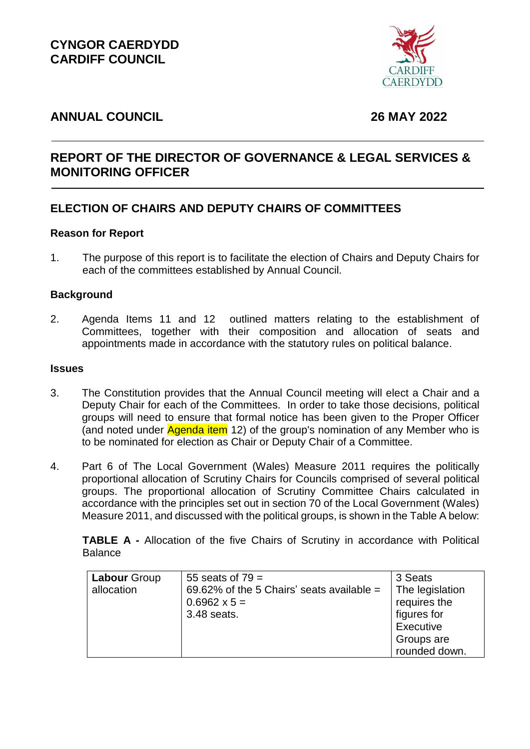# CYNGOR CAERDYDD
# CARDIFF COUNCIL

## ANNUAL COUNCIL 26 MAY 2022

## REPORT OF THE DIRECTOR OF GOVERNANCE & LEGAL SERVICES & MONITORING OFFICER

## ELECTION OF CHAIRS AND DEPUTY CHAIRS OF COMMITTEES

### Reason for Report

1. The purpose of this report is to facilitate the election of Chairs and Deputy Chairs for each of the committees established by Annual Council.

### Background

2. Agenda Items 11 and 12 outlined matters relating to the establishment of Committees, together with their composition and allocation of seats and appointments made in accordance with the statutory rules on political balance.

### Issues

3. The Constitution provides that the Annual Council meeting will elect a Chair and a Deputy Chair for each of the Committees. In order to take those decisions, political groups will need to ensure that formal notice has been given to the Proper Officer (and noted under Agenda item 12) of the group's nomination of any Member who is to be nominated for election as Chair or Deputy Chair of a Committee.

4. Part 6 of The Local Government (Wales) Measure 2011 requires the politically proportional allocation of Scrutiny Chairs for Councils comprised of several political groups. The proportional allocation of Scrutiny Committee Chairs calculated in accordance with the principles set out in section 70 of the Local Government (Wales) Measure 2011, and discussed with the political groups, is shown in the Table A below:

**TABLE A -** Allocation of the five Chairs of Scrutiny in accordance with Political Balance

| | | |
|---|---|---|
| **Labour** Group allocation | 55 seats of 79 = 69.62% of the 5 Chairs' seats available = 0.6962 x 5 = 3.48 seats. | 3 Seats The legislation requires the figures for Executive Groups are rounded down. |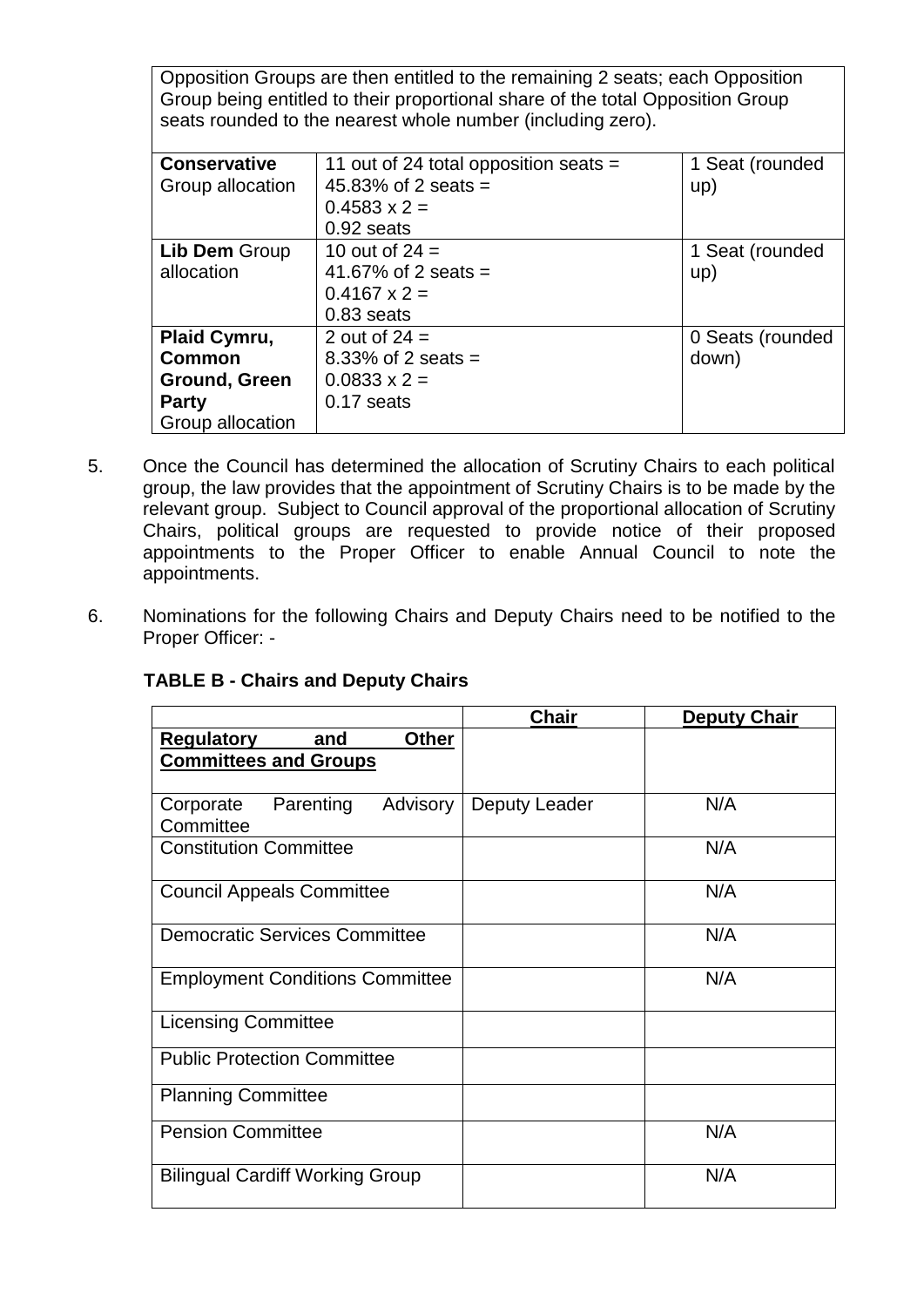| Opposition Groups are then entitled to the remaining 2 seats; each Opposition Group being entitled to their proportional share of the total Opposition Group seats rounded to the nearest whole number (including zero). | | |
|---|---|---|
| **Conservative** Group allocation | 11 out of 24 total opposition seats = 45.83% of 2 seats = 0.4583 x 2 = 0.92 seats | 1 Seat (rounded up) |
| **Lib Dem** Group allocation | 10 out of 24 = 41.67% of 2 seats = 0.4167 x 2 = 0.83 seats | 1 Seat (rounded up) |
| **Plaid Cymru, Common Ground, Green Party** Group allocation | 2 out of 24 = 8.33% of 2 seats = 0.0833 x 2 = 0.17 seats | 0 Seats (rounded down) |

5. Once the Council has determined the allocation of Scrutiny Chairs to each political group, the law provides that the appointment of Scrutiny Chairs is to be made by the relevant group. Subject to Council approval of the proportional allocation of Scrutiny Chairs, political groups are requested to provide notice of their proposed appointments to the Proper Officer to enable Annual Council to note the appointments.

6. Nominations for the following Chairs and Deputy Chairs need to be notified to the Proper Officer: -

**TABLE B - Chairs and Deputy Chairs**

| | **Chair** | **Deputy Chair** |
|---|---|---|
| **Regulatory and Other Committees and Groups** | | |
| Corporate Parenting Advisory Committee | Deputy Leader | N/A |
| Constitution Committee | | N/A |
| Council Appeals Committee | | N/A |
| Democratic Services Committee | | N/A |
| Employment Conditions Committee | | N/A |
| Licensing Committee | | |
| Public Protection Committee | | |
| Planning Committee | | |
| Pension Committee | | N/A |
| Bilingual Cardiff Working Group | | N/A |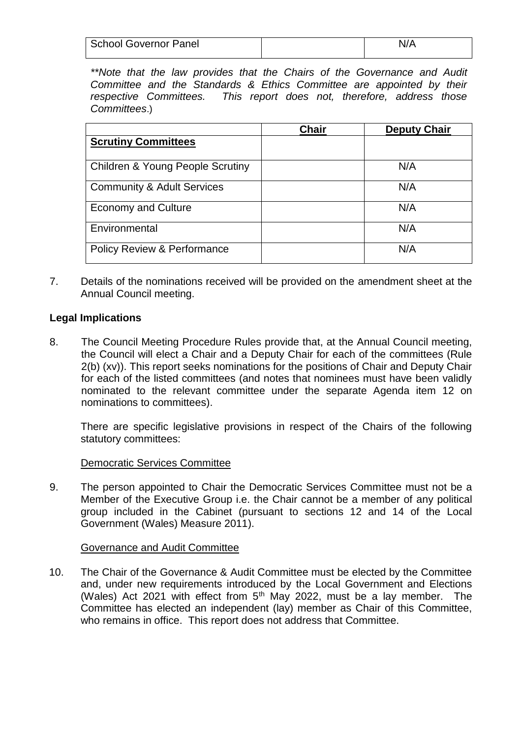| School Governor Panel | | N/A |
|---|---|---|

*\*\*Note that the law provides that the Chairs of the Governance and Audit Committee and the Standards & Ethics Committee are appointed by their respective Committees. This report does not, therefore, address those Committees*.)

| | **Chair** | **Deputy Chair** |
|---|---|---|
| **Scrutiny Committees** | | |
| Children & Young People Scrutiny | | N/A |
| Community & Adult Services | | N/A |
| Economy and Culture | | N/A |
| Environmental | | N/A |
| Policy Review & Performance | | N/A |

7. Details of the nominations received will be provided on the amendment sheet at the Annual Council meeting.

**Legal Implications**

8. The Council Meeting Procedure Rules provide that, at the Annual Council meeting, the Council will elect a Chair and a Deputy Chair for each of the committees (Rule 2(b) (xv)). This report seeks nominations for the positions of Chair and Deputy Chair for each of the listed committees (and notes that nominees must have been validly nominated to the relevant committee under the separate Agenda item 12 on nominations to committees).

   There are specific legislative provisions in respect of the Chairs of the following statutory committees:

   Democratic Services Committee

9. The person appointed to Chair the Democratic Services Committee must not be a Member of the Executive Group i.e. the Chair cannot be a member of any political group included in the Cabinet (pursuant to sections 12 and 14 of the Local Government (Wales) Measure 2011).

   Governance and Audit Committee

10. The Chair of the Governance & Audit Committee must be elected by the Committee and, under new requirements introduced by the Local Government and Elections (Wales) Act 2021 with effect from 5th May 2022, must be a lay member. The Committee has elected an independent (lay) member as Chair of this Committee, who remains in office. This report does not address that Committee.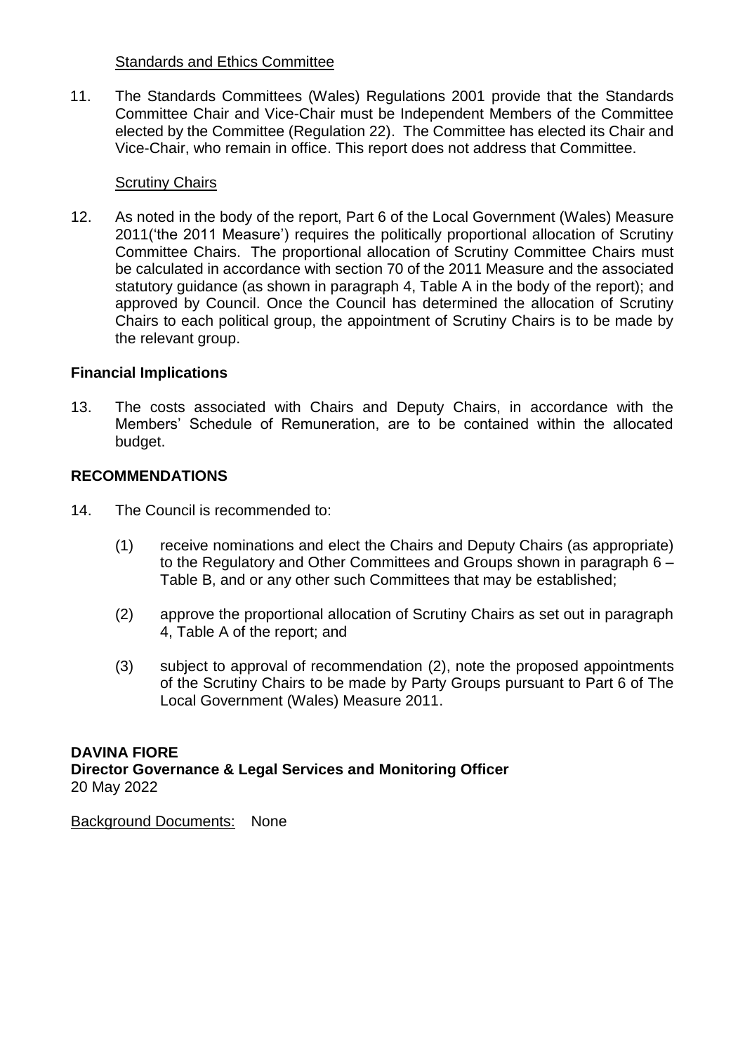Standards and Ethics Committee

11. The Standards Committees (Wales) Regulations 2001 provide that the Standards Committee Chair and Vice-Chair must be Independent Members of the Committee elected by the Committee (Regulation 22). The Committee has elected its Chair and Vice-Chair, who remain in office. This report does not address that Committee.

Scrutiny Chairs

12. As noted in the body of the report, Part 6 of the Local Government (Wales) Measure 2011('the 2011 Measure') requires the politically proportional allocation of Scrutiny Committee Chairs. The proportional allocation of Scrutiny Committee Chairs must be calculated in accordance with section 70 of the 2011 Measure and the associated statutory guidance (as shown in paragraph 4, Table A in the body of the report); and approved by Council. Once the Council has determined the allocation of Scrutiny Chairs to each political group, the appointment of Scrutiny Chairs is to be made by the relevant group.

**Financial Implications**

13. The costs associated with Chairs and Deputy Chairs, in accordance with the Members' Schedule of Remuneration, are to be contained within the allocated budget.

**RECOMMENDATIONS**

14. The Council is recommended to:

    (1) receive nominations and elect the Chairs and Deputy Chairs (as appropriate) to the Regulatory and Other Committees and Groups shown in paragraph 6 – Table B, and or any other such Committees that may be established;

    (2) approve the proportional allocation of Scrutiny Chairs as set out in paragraph 4, Table A of the report; and

    (3) subject to approval of recommendation (2), note the proposed appointments of the Scrutiny Chairs to be made by Party Groups pursuant to Part 6 of The Local Government (Wales) Measure 2011.

**DAVINA FIORE**
**Director Governance & Legal Services and Monitoring Officer**
20 May 2022

Background Documents: None